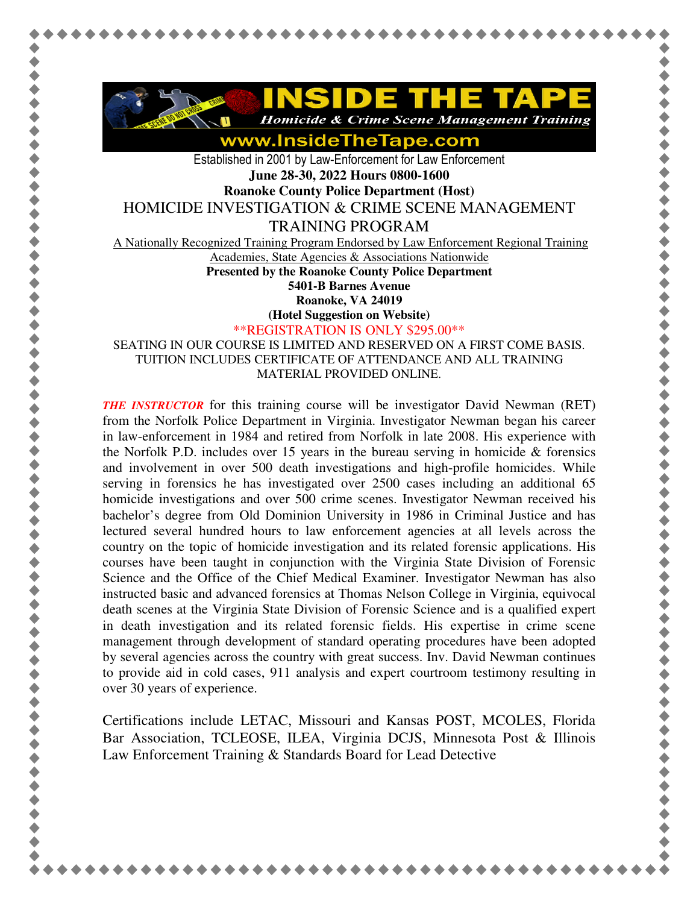# INSIDE THE TAPE

*Homicide & Crime Scene Management Training*

**www.InsideTheTape.com**

Established in 2001 by Law-Enforcement for Law Enforcement

**June 28-30, 2022 Hours 0800-1600**

**Roanoke County Police Department (Host)**

## HOMICIDE INVESTIGATION & CRIME SCENE MANAGEMENT TRAINING PROGRAM

A Nationally Recognized Training Program Endorsed by Law Enforcement Regional Training Academies, State Agencies & Associations Nationwide

**Presented by the Roanoke County Police Department**
**5401-B Barnes Avenue**
**Roanoke, VA 24019**
**(Hotel Suggestion on Website)**

**REGISTRATION IS ONLY $295.00**

SEATING IN OUR COURSE IS LIMITED AND RESERVED ON A FIRST COME BASIS. TUITION INCLUDES CERTIFICATE OF ATTENDANCE AND ALL TRAINING MATERIAL PROVIDED ONLINE.

***THE INSTRUCTOR*** for this training course will be investigator David Newman (RET) from the Norfolk Police Department in Virginia. Investigator Newman began his career in law-enforcement in 1984 and retired from Norfolk in late 2008. His experience with the Norfolk P.D. includes over 15 years in the bureau serving in homicide & forensics and involvement in over 500 death investigations and high-profile homicides. While serving in forensics he has investigated over 2500 cases including an additional 65 homicide investigations and over 500 crime scenes. Investigator Newman received his bachelor's degree from Old Dominion University in 1986 in Criminal Justice and has lectured several hundred hours to law enforcement agencies at all levels across the country on the topic of homicide investigation and its related forensic applications. His courses have been taught in conjunction with the Virginia State Division of Forensic Science and the Office of the Chief Medical Examiner. Investigator Newman has also instructed basic and advanced forensics at Thomas Nelson College in Virginia, equivocal death scenes at the Virginia State Division of Forensic Science and is a qualified expert in death investigation and its related forensic fields. His expertise in crime scene management through development of standard operating procedures have been adopted by several agencies across the country with great success. Inv. David Newman continues to provide aid in cold cases, 911 analysis and expert courtroom testimony resulting in over 30 years of experience.

Certifications include LETAC, Missouri and Kansas POST, MCOLES, Florida Bar Association, TCLEOSE, ILEA, Virginia DCJS, Minnesota Post & Illinois Law Enforcement Training & Standards Board for Lead Detective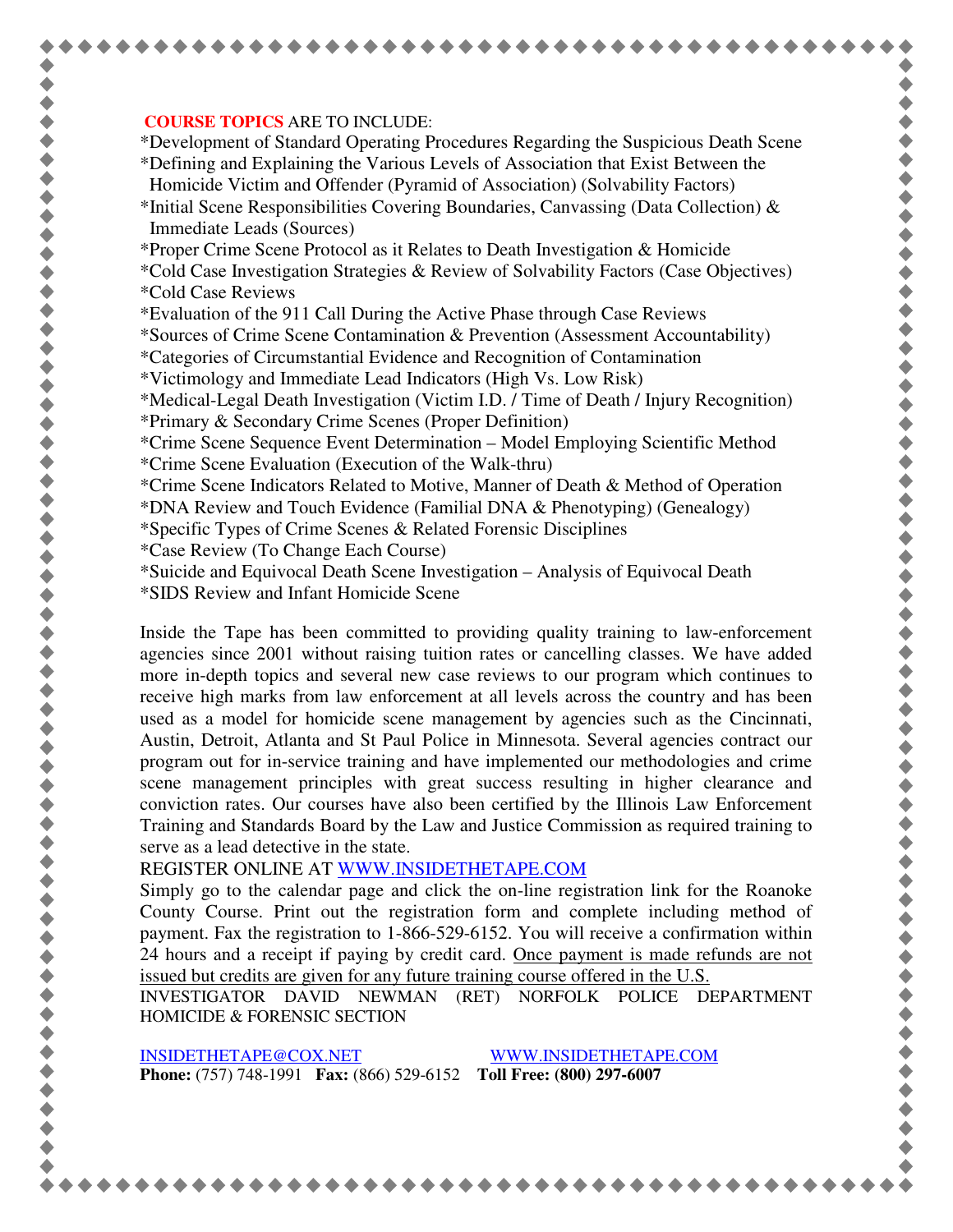**COURSE TOPICS** ARE TO INCLUDE:

*Development of Standard Operating Procedures Regarding the Suspicious Death Scene
*Defining and Explaining the Various Levels of Association that Exist Between the Homicide Victim and Offender (Pyramid of Association) (Solvability Factors)
*Initial Scene Responsibilities Covering Boundaries, Canvassing (Data Collection) & Immediate Leads (Sources)
*Proper Crime Scene Protocol as it Relates to Death Investigation & Homicide
*Cold Case Investigation Strategies & Review of Solvability Factors (Case Objectives)
*Cold Case Reviews
*Evaluation of the 911 Call During the Active Phase through Case Reviews
*Sources of Crime Scene Contamination & Prevention (Assessment Accountability)
*Categories of Circumstantial Evidence and Recognition of Contamination
*Victimology and Immediate Lead Indicators (High Vs. Low Risk)
*Medical-Legal Death Investigation (Victim I.D. / Time of Death / Injury Recognition)
*Primary & Secondary Crime Scenes (Proper Definition)
*Crime Scene Sequence Event Determination – Model Employing Scientific Method
*Crime Scene Evaluation (Execution of the Walk-thru)
*Crime Scene Indicators Related to Motive, Manner of Death & Method of Operation
*DNA Review and Touch Evidence (Familial DNA & Phenotyping) (Genealogy)
*Specific Types of Crime Scenes & Related Forensic Disciplines
*Case Review (To Change Each Course)
*Suicide and Equivocal Death Scene Investigation – Analysis of Equivocal Death
*SIDS Review and Infant Homicide Scene

Inside the Tape has been committed to providing quality training to law-enforcement agencies since 2001 without raising tuition rates or cancelling classes. We have added more in-depth topics and several new case reviews to our program which continues to receive high marks from law enforcement at all levels across the country and has been used as a model for homicide scene management by agencies such as the Cincinnati, Austin, Detroit, Atlanta and St Paul Police in Minnesota. Several agencies contract our program out for in-service training and have implemented our methodologies and crime scene management principles with great success resulting in higher clearance and conviction rates. Our courses have also been certified by the Illinois Law Enforcement Training and Standards Board by the Law and Justice Commission as required training to serve as a lead detective in the state.

REGISTER ONLINE AT [WWW.INSIDETHETAPE.COM](http://WWW.INSIDETHETAPE.COM)

Simply go to the calendar page and click the on-line registration link for the Roanoke County Course. Print out the registration form and complete including method of payment. Fax the registration to 1-866-529-6152. You will receive a confirmation within 24 hours and a receipt if paying by credit card. <u>Once payment is made refunds are not issued but credits are given for any future training course offered in the U.S.</u>

INVESTIGATOR DAVID NEWMAN (RET) NORFOLK POLICE DEPARTMENT HOMICIDE & FORENSIC SECTION

[INSIDETHETAPE@COX.NET](mailto:INSIDETHETAPE@COX.NET) [WWW.INSIDETHETAPE.COM](http://WWW.INSIDETHETAPE.COM)

**Phone:** (757) 748-1991 **Fax:** (866) 529-6152 **Toll Free: (800) 297-6007**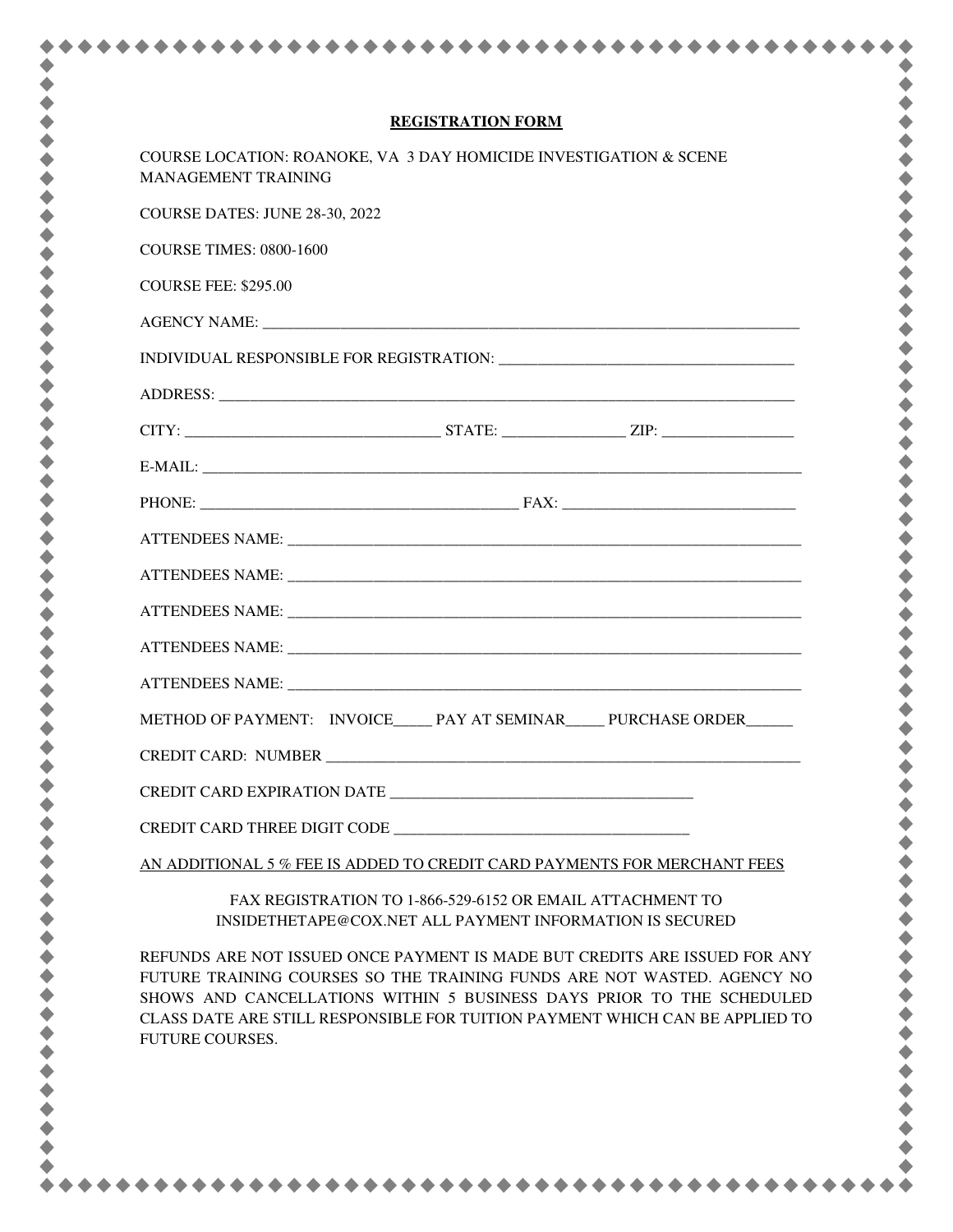## REGISTRATION FORM

COURSE LOCATION: ROANOKE, VA 3 DAY HOMICIDE INVESTIGATION & SCENE MANAGEMENT TRAINING

COURSE DATES: JUNE 28-30, 2022

COURSE TIMES: 0800-1600

COURSE FEE: $295.00

AGENCY NAME: ____________________________________________________________________

INDIVIDUAL RESPONSIBLE FOR REGISTRATION: ______________________________________

ADDRESS: _________________________________________________________________________

CITY: _________________________________ STATE: ________________ ZIP: _________________

E-MAIL: ___________________________________________________________________________

PHONE: _________________________________________ FAX: ______________________________

ATTENDEES NAME: __________________________________________________________________

ATTENDEES NAME: __________________________________________________________________

ATTENDEES NAME: __________________________________________________________________

ATTENDEES NAME: __________________________________________________________________

ATTENDEES NAME: __________________________________________________________________

METHOD OF PAYMENT: INVOICE_____ PAY AT SEMINAR_____ PURCHASE ORDER______

CREDIT CARD: NUMBER _____________________________________________________________

CREDIT CARD EXPIRATION DATE _______________________________________

CREDIT CARD THREE DIGIT CODE _______________________________________

AN ADDITIONAL 5 % FEE IS ADDED TO CREDIT CARD PAYMENTS FOR MERCHANT FEES

FAX REGISTRATION TO 1-866-529-6152 OR EMAIL ATTACHMENT TO INSIDETHETAPE@COX.NET ALL PAYMENT INFORMATION IS SECURED

REFUNDS ARE NOT ISSUED ONCE PAYMENT IS MADE BUT CREDITS ARE ISSUED FOR ANY FUTURE TRAINING COURSES SO THE TRAINING FUNDS ARE NOT WASTED. AGENCY NO SHOWS AND CANCELLATIONS WITHIN 5 BUSINESS DAYS PRIOR TO THE SCHEDULED CLASS DATE ARE STILL RESPONSIBLE FOR TUITION PAYMENT WHICH CAN BE APPLIED TO FUTURE COURSES.